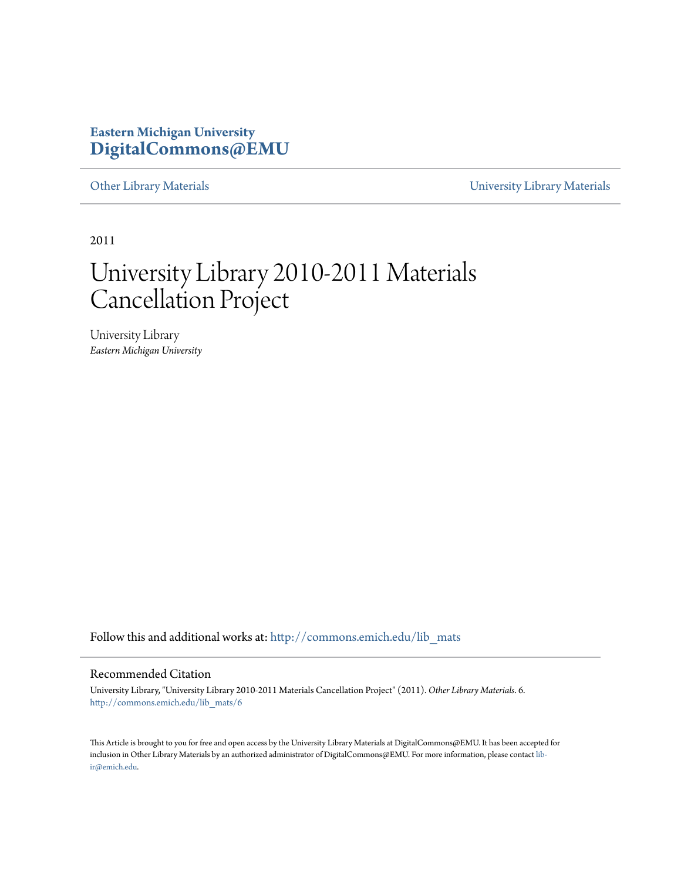**Eastern Michigan University**
**DigitalCommons@EMU**

Other Library Materials — University Library Materials

2011

# University Library 2010-2011 Materials Cancellation Project

University Library
*Eastern Michigan University*

Follow this and additional works at: http://commons.emich.edu/lib_mats

## Recommended Citation

University Library, "University Library 2010-2011 Materials Cancellation Project" (2011). *Other Library Materials*. 6.
http://commons.emich.edu/lib_mats/6

This Article is brought to you for free and open access by the University Library Materials at DigitalCommons@EMU. It has been accepted for inclusion in Other Library Materials by an authorized administrator of DigitalCommons@EMU. For more information, please contact lib-ir@emich.edu.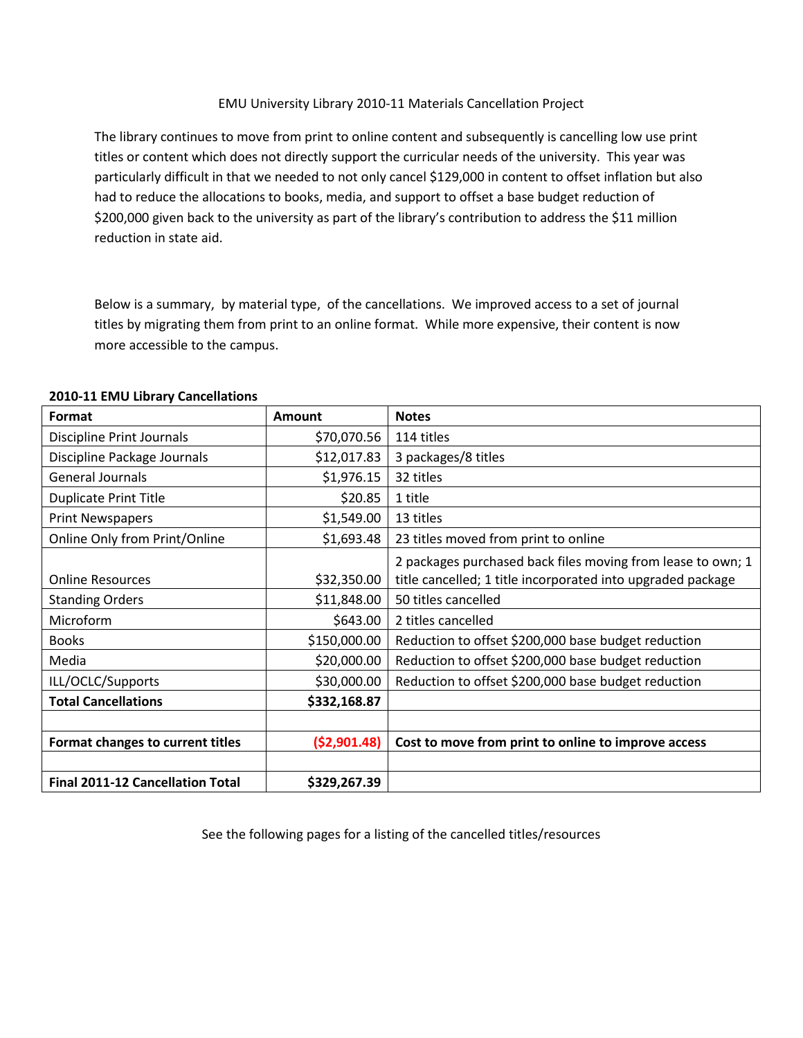EMU University Library 2010-11 Materials Cancellation Project

The library continues to move from print to online content and subsequently is cancelling low use print titles or content which does not directly support the curricular needs of the university. This year was particularly difficult in that we needed to not only cancel $129,000 in content to offset inflation but also had to reduce the allocations to books, media, and support to offset a base budget reduction of $200,000 given back to the university as part of the library's contribution to address the $11 million reduction in state aid.

Below is a summary, by material type, of the cancellations. We improved access to a set of journal titles by migrating them from print to an online format. While more expensive, their content is now more accessible to the campus.

**2010-11 EMU Library Cancellations**

| Format | Amount | Notes |
|---|---|---|
| Discipline Print Journals | $70,070.56 | 114 titles |
| Discipline Package Journals | $12,017.83 | 3 packages/8 titles |
| General Journals | $1,976.15 | 32 titles |
| Duplicate Print Title | $20.85 | 1 title |
| Print Newspapers | $1,549.00 | 13 titles |
| Online Only from Print/Online | $1,693.48 | 23 titles moved from print to online |
| Online Resources | $32,350.00 | 2 packages purchased back files moving from lease to own; 1 title cancelled; 1 title incorporated into upgraded package |
| Standing Orders | $11,848.00 | 50 titles cancelled |
| Microform | $643.00 | 2 titles cancelled |
| Books | $150,000.00 | Reduction to offset $200,000 base budget reduction |
| Media | $20,000.00 | Reduction to offset $200,000 base budget reduction |
| ILL/OCLC/Supports | $30,000.00 | Reduction to offset $200,000 base budget reduction |
| **Total Cancellations** | **$332,168.87** | |
| | | |
| **Format changes to current titles** | **($2,901.48)** | **Cost to move from print to online to improve access** |
| | | |
| **Final 2011-12 Cancellation Total** | **$329,267.39** | |

See the following pages for a listing of the cancelled titles/resources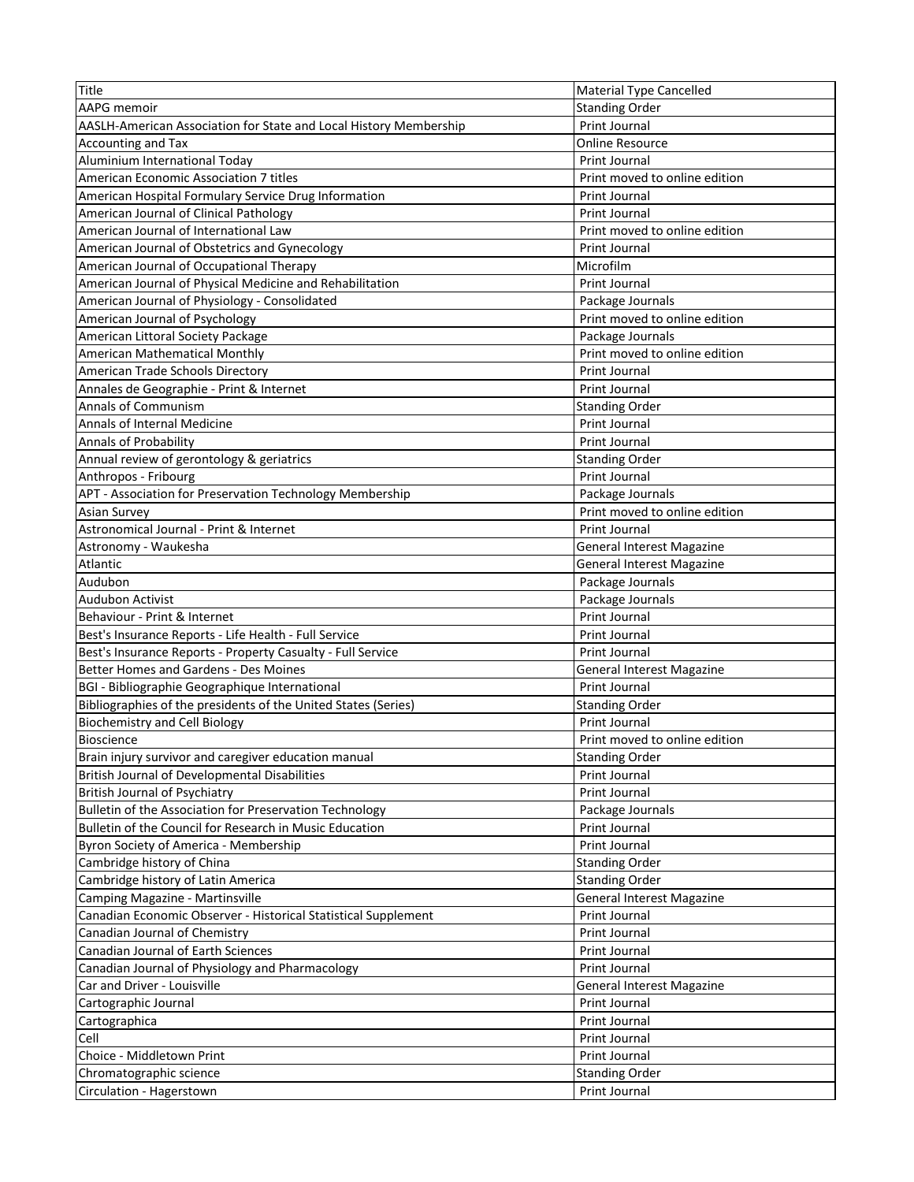| Title | Material Type Cancelled |
|---|---|
| AAPG memoir | Standing Order |
| AASLH-American Association for State and Local History Membership | Print Journal |
| Accounting and Tax | Online Resource |
| Aluminium International Today | Print Journal |
| American Economic Association 7 titles | Print moved to online edition |
| American Hospital Formulary Service Drug Information | Print Journal |
| American Journal of Clinical Pathology | Print Journal |
| American Journal of International Law | Print moved to online edition |
| American Journal of Obstetrics and Gynecology | Print Journal |
| American Journal of Occupational Therapy | Microfilm |
| American Journal of Physical Medicine and Rehabilitation | Print Journal |
| American Journal of Physiology - Consolidated | Package Journals |
| American Journal of Psychology | Print moved to online edition |
| American Littoral Society Package | Package Journals |
| American Mathematical Monthly | Print moved to online edition |
| American Trade Schools Directory | Print Journal |
| Annales de Geographie - Print & Internet | Print Journal |
| Annals of Communism | Standing Order |
| Annals of Internal Medicine | Print Journal |
| Annals of Probability | Print Journal |
| Annual review of gerontology & geriatrics | Standing Order |
| Anthropos - Fribourg | Print Journal |
| APT - Association for Preservation Technology Membership | Package Journals |
| Asian Survey | Print moved to online edition |
| Astronomical Journal - Print & Internet | Print Journal |
| Astronomy - Waukesha | General Interest Magazine |
| Atlantic | General Interest Magazine |
| Audubon | Package Journals |
| Audubon Activist | Package Journals |
| Behaviour - Print & Internet | Print Journal |
| Best's Insurance Reports - Life Health - Full Service | Print Journal |
| Best's Insurance Reports - Property Casualty - Full Service | Print Journal |
| Better Homes and Gardens - Des Moines | General Interest Magazine |
| BGI - Bibliographie Geographique International | Print Journal |
| Bibliographies of the presidents of the United States (Series) | Standing Order |
| Biochemistry and Cell Biology | Print Journal |
| Bioscience | Print moved to online edition |
| Brain injury survivor and caregiver education manual | Standing Order |
| British Journal of Developmental Disabilities | Print Journal |
| British Journal of Psychiatry | Print Journal |
| Bulletin of the Association for Preservation Technology | Package Journals |
| Bulletin of the Council for Research in Music Education | Print Journal |
| Byron Society of America - Membership | Print Journal |
| Cambridge history of China | Standing Order |
| Cambridge history of Latin America | Standing Order |
| Camping Magazine - Martinsville | General Interest Magazine |
| Canadian Economic Observer - Historical Statistical Supplement | Print Journal |
| Canadian Journal of Chemistry | Print Journal |
| Canadian Journal of Earth Sciences | Print Journal |
| Canadian Journal of Physiology and Pharmacology | Print Journal |
| Car and Driver - Louisville | General Interest Magazine |
| Cartographic Journal | Print Journal |
| Cartographica | Print Journal |
| Cell | Print Journal |
| Choice - Middletown Print | Print Journal |
| Chromatographic science | Standing Order |
| Circulation - Hagerstown | Print Journal |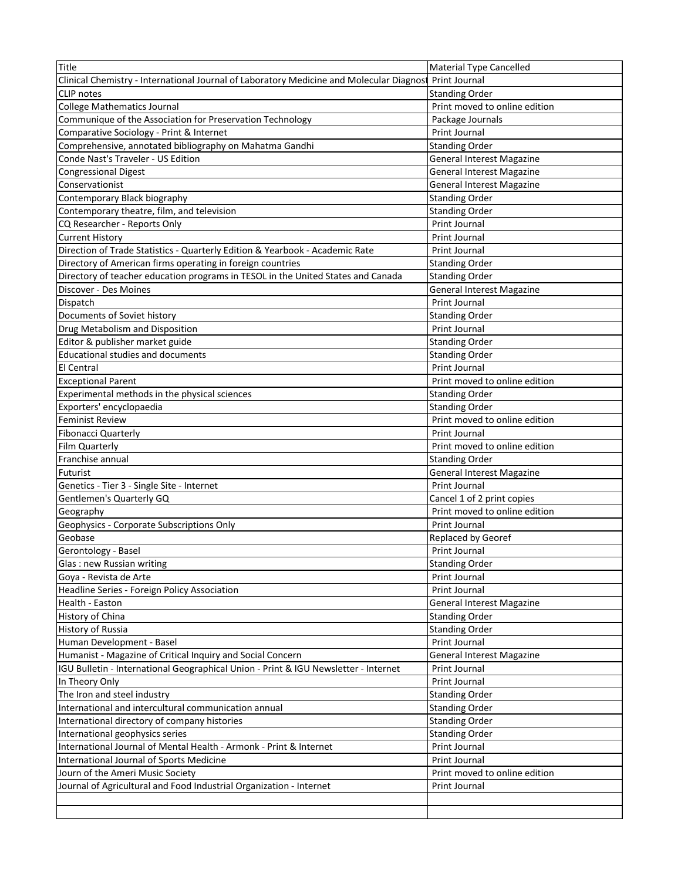| Title | Material Type Cancelled |
| --- | --- |
| Clinical Chemistry - International Journal of Laboratory Medicine and Molecular Diagnost | Print Journal |
| CLIP notes | Standing Order |
| College Mathematics Journal | Print moved to online edition |
| Communique of the Association for Preservation Technology | Package Journals |
| Comparative Sociology - Print & Internet | Print Journal |
| Comprehensive, annotated bibliography on Mahatma Gandhi | Standing Order |
| Conde Nast's Traveler - US Edition | General Interest Magazine |
| Congressional Digest | General Interest Magazine |
| Conservationist | General Interest Magazine |
| Contemporary Black biography | Standing Order |
| Contemporary theatre, film, and television | Standing Order |
| CQ Researcher - Reports Only | Print Journal |
| Current History | Print Journal |
| Direction of Trade Statistics - Quarterly Edition & Yearbook - Academic Rate | Print Journal |
| Directory of American firms operating in foreign countries | Standing Order |
| Directory of teacher education programs in TESOL in the United States and Canada | Standing Order |
| Discover - Des Moines | General Interest Magazine |
| Dispatch | Print Journal |
| Documents of Soviet history | Standing Order |
| Drug Metabolism and Disposition | Print Journal |
| Editor & publisher market guide | Standing Order |
| Educational studies and documents | Standing Order |
| El Central | Print Journal |
| Exceptional Parent | Print moved to online edition |
| Experimental methods in the physical sciences | Standing Order |
| Exporters' encyclopaedia | Standing Order |
| Feminist Review | Print moved to online edition |
| Fibonacci Quarterly | Print Journal |
| Film Quarterly | Print moved to online edition |
| Franchise annual | Standing Order |
| Futurist | General Interest Magazine |
| Genetics - Tier 3 - Single Site - Internet | Print Journal |
| Gentlemen's Quarterly GQ | Cancel 1 of 2 print copies |
| Geography | Print moved to online edition |
| Geophysics - Corporate Subscriptions Only | Print Journal |
| Geobase | Replaced by Georef |
| Gerontology - Basel | Print Journal |
| Glas : new Russian writing | Standing Order |
| Goya - Revista de Arte | Print Journal |
| Headline Series - Foreign Policy Association | Print Journal |
| Health - Easton | General Interest Magazine |
| History of China | Standing Order |
| History of Russia | Standing Order |
| Human Development - Basel | Print Journal |
| Humanist - Magazine of Critical Inquiry and Social Concern | General Interest Magazine |
| IGU Bulletin - International Geographical Union - Print & IGU Newsletter - Internet | Print Journal |
| In Theory Only | Print Journal |
| The Iron and steel industry | Standing Order |
| International and intercultural communication annual | Standing Order |
| International directory of company histories | Standing Order |
| International geophysics series | Standing Order |
| International Journal of Mental Health - Armonk - Print & Internet | Print Journal |
| International Journal of Sports Medicine | Print Journal |
| Journ of the Ameri Music Society | Print moved to online edition |
| Journal of Agricultural and Food Industrial Organization - Internet | Print Journal |
| | |
| | |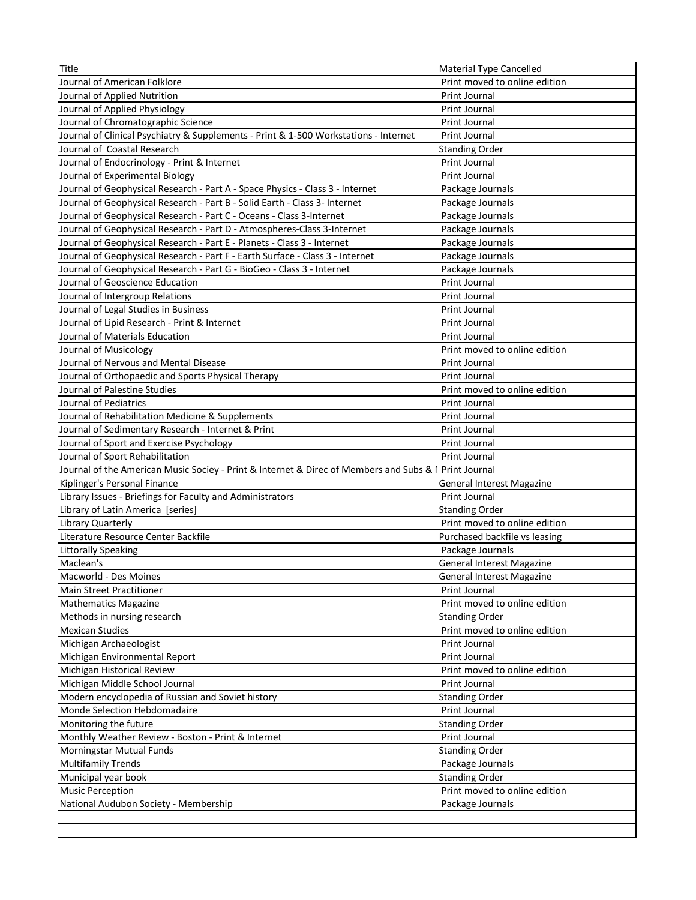| Title | Material Type Cancelled |
|---|---|
| Journal of American Folklore | Print moved to online edition |
| Journal of Applied Nutrition | Print Journal |
| Journal of Applied Physiology | Print Journal |
| Journal of Chromatographic Science | Print Journal |
| Journal of Clinical Psychiatry & Supplements - Print & 1-500 Workstations - Internet | Print Journal |
| Journal of  Coastal Research | Standing Order |
| Journal of Endocrinology - Print & Internet | Print Journal |
| Journal of Experimental Biology | Print Journal |
| Journal of Geophysical Research - Part A - Space Physics - Class 3 - Internet | Package Journals |
| Journal of Geophysical Research - Part B - Solid Earth - Class 3- Internet | Package Journals |
| Journal of Geophysical Research - Part C - Oceans - Class 3-Internet | Package Journals |
| Journal of Geophysical Research - Part D - Atmospheres-Class 3-Internet | Package Journals |
| Journal of Geophysical Research - Part E - Planets - Class 3 - Internet | Package Journals |
| Journal of Geophysical Research - Part F - Earth Surface - Class 3 - Internet | Package Journals |
| Journal of Geophysical Research - Part G - BioGeo - Class 3 - Internet | Package Journals |
| Journal of Geoscience Education | Print Journal |
| Journal of Intergroup Relations | Print Journal |
| Journal of Legal Studies in Business | Print Journal |
| Journal of Lipid Research - Print & Internet | Print Journal |
| Journal of Materials Education | Print Journal |
| Journal of Musicology | Print moved to online edition |
| Journal of Nervous and Mental Disease | Print Journal |
| Journal of Orthopaedic and Sports Physical Therapy | Print Journal |
| Journal of Palestine Studies | Print moved to online edition |
| Journal of Pediatrics | Print Journal |
| Journal of Rehabilitation Medicine & Supplements | Print Journal |
| Journal of Sedimentary Research - Internet & Print | Print Journal |
| Journal of Sport and Exercise Psychology | Print Journal |
| Journal of Sport Rehabilitation | Print Journal |
| Journal of the American Music Sociey - Print & Internet & Direc of Members and Subs & I | Print Journal |
| Kiplinger's Personal Finance | General Interest Magazine |
| Library Issues - Briefings for Faculty and Administrators | Print Journal |
| Library of Latin America  [series] | Standing Order |
| Library Quarterly | Print moved to online edition |
| Literature Resource Center Backfile | Purchased backfile vs leasing |
| Littorally Speaking | Package Journals |
| Maclean's | General Interest Magazine |
| Macworld - Des Moines | General Interest Magazine |
| Main Street Practitioner | Print Journal |
| Mathematics Magazine | Print moved to online edition |
| Methods in nursing research | Standing Order |
| Mexican Studies | Print moved to online edition |
| Michigan Archaeologist | Print Journal |
| Michigan Environmental Report | Print Journal |
| Michigan Historical Review | Print moved to online edition |
| Michigan Middle School Journal | Print Journal |
| Modern encyclopedia of Russian and Soviet history | Standing Order |
| Monde Selection Hebdomadaire | Print Journal |
| Monitoring the future | Standing Order |
| Monthly Weather Review - Boston - Print & Internet | Print Journal |
| Morningstar Mutual Funds | Standing Order |
| Multifamily Trends | Package Journals |
| Municipal year book | Standing Order |
| Music Perception | Print moved to online edition |
| National Audubon Society - Membership | Package Journals |
| | |
| | |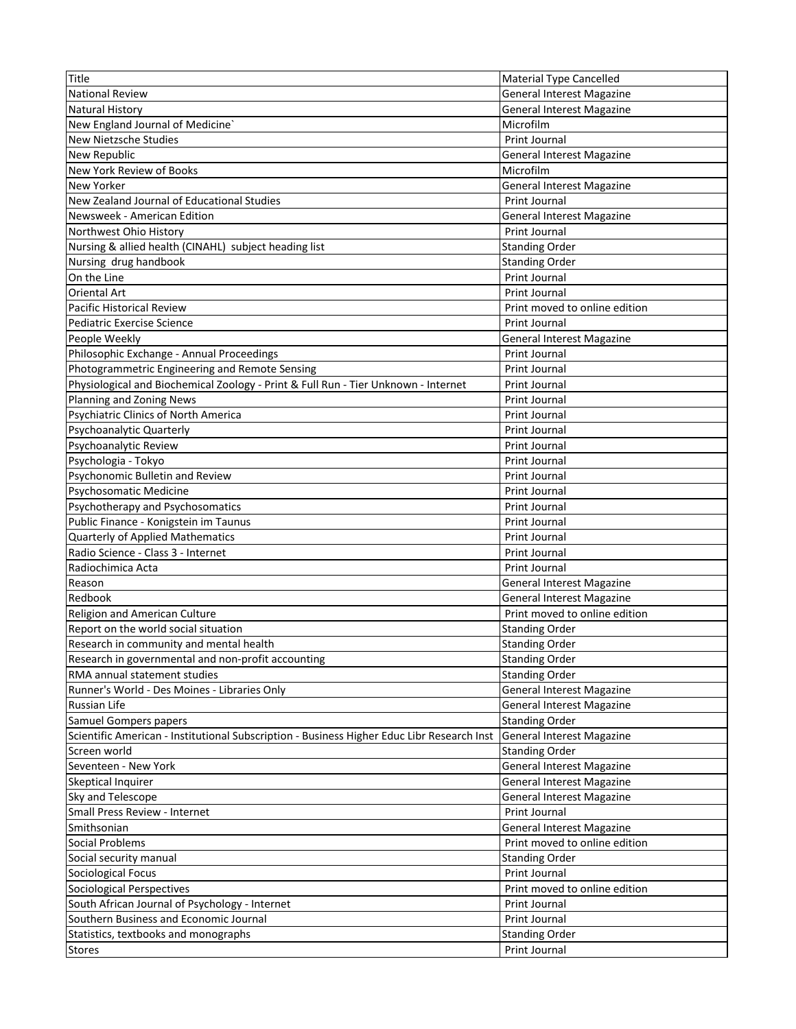| Title | Material Type Cancelled |
| --- | --- |
| National Review | General Interest Magazine |
| Natural History | General Interest Magazine |
| New England Journal of Medicine` | Microfilm |
| New Nietzsche Studies | Print Journal |
| New Republic | General Interest Magazine |
| New York Review of Books | Microfilm |
| New Yorker | General Interest Magazine |
| New Zealand Journal of Educational Studies | Print Journal |
| Newsweek - American Edition | General Interest Magazine |
| Northwest Ohio History | Print Journal |
| Nursing & allied health (CINAHL) subject heading list | Standing Order |
| Nursing drug handbook | Standing Order |
| On the Line | Print Journal |
| Oriental Art | Print Journal |
| Pacific Historical Review | Print moved to online edition |
| Pediatric Exercise Science | Print Journal |
| People Weekly | General Interest Magazine |
| Philosophic Exchange - Annual Proceedings | Print Journal |
| Photogrammetric Engineering and Remote Sensing | Print Journal |
| Physiological and Biochemical Zoology - Print & Full Run - Tier Unknown - Internet | Print Journal |
| Planning and Zoning News | Print Journal |
| Psychiatric Clinics of North America | Print Journal |
| Psychoanalytic Quarterly | Print Journal |
| Psychoanalytic Review | Print Journal |
| Psychologia - Tokyo | Print Journal |
| Psychonomic Bulletin and Review | Print Journal |
| Psychosomatic Medicine | Print Journal |
| Psychotherapy and Psychosomatics | Print Journal |
| Public Finance - Konigstein im Taunus | Print Journal |
| Quarterly of Applied Mathematics | Print Journal |
| Radio Science - Class 3 - Internet | Print Journal |
| Radiochimica Acta | Print Journal |
| Reason | General Interest Magazine |
| Redbook | General Interest Magazine |
| Religion and American Culture | Print moved to online edition |
| Report on the world social situation | Standing Order |
| Research in community and mental health | Standing Order |
| Research in governmental and non-profit accounting | Standing Order |
| RMA annual statement studies | Standing Order |
| Runner's World - Des Moines - Libraries Only | General Interest Magazine |
| Russian Life | General Interest Magazine |
| Samuel Gompers papers | Standing Order |
| Scientific American - Institutional Subscription - Business Higher Educ Libr Research Inst | General Interest Magazine |
| Screen world | Standing Order |
| Seventeen - New York | General Interest Magazine |
| Skeptical Inquirer | General Interest Magazine |
| Sky and Telescope | General Interest Magazine |
| Small Press Review - Internet | Print Journal |
| Smithsonian | General Interest Magazine |
| Social Problems | Print moved to online edition |
| Social security manual | Standing Order |
| Sociological Focus | Print Journal |
| Sociological Perspectives | Print moved to online edition |
| South African Journal of Psychology - Internet | Print Journal |
| Southern Business and Economic Journal | Print Journal |
| Statistics, textbooks and monographs | Standing Order |
| Stores | Print Journal |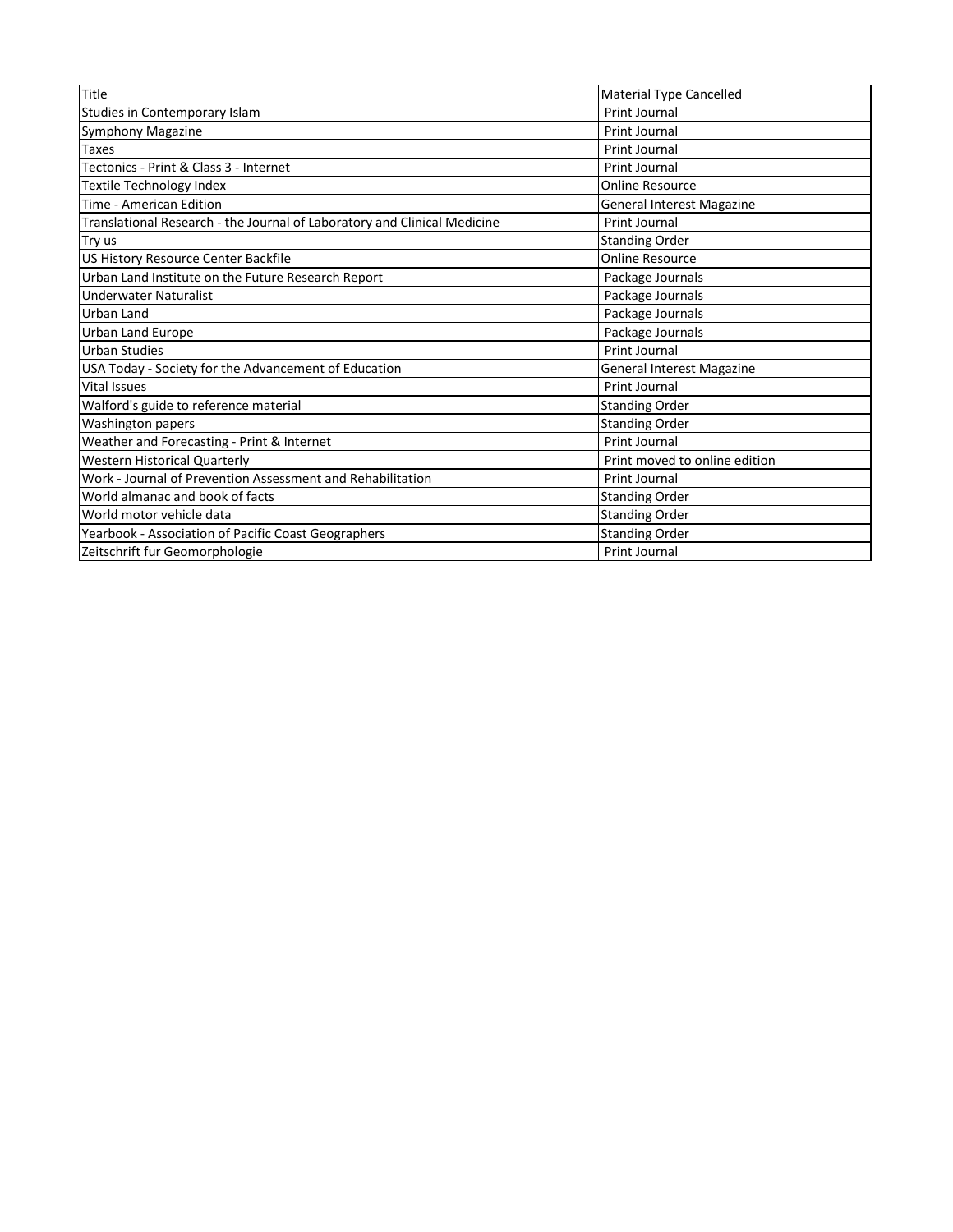| Title | Material Type Cancelled |
|---|---|
| Studies in Contemporary Islam | Print Journal |
| Symphony Magazine | Print Journal |
| Taxes | Print Journal |
| Tectonics - Print & Class 3 - Internet | Print Journal |
| Textile Technology Index | Online Resource |
| Time - American Edition | General Interest Magazine |
| Translational Research - the Journal of Laboratory and Clinical Medicine | Print Journal |
| Try us | Standing Order |
| US History Resource Center Backfile | Online Resource |
| Urban Land Institute on the Future Research Report | Package Journals |
| Underwater Naturalist | Package Journals |
| Urban Land | Package Journals |
| Urban Land Europe | Package Journals |
| Urban Studies | Print Journal |
| USA Today - Society for the Advancement of Education | General Interest Magazine |
| Vital Issues | Print Journal |
| Walford's guide to reference material | Standing Order |
| Washington papers | Standing Order |
| Weather and Forecasting - Print & Internet | Print Journal |
| Western Historical Quarterly | Print moved to online edition |
| Work - Journal of Prevention Assessment and Rehabilitation | Print Journal |
| World almanac and book of facts | Standing Order |
| World motor vehicle data | Standing Order |
| Yearbook - Association of Pacific Coast Geographers | Standing Order |
| Zeitschrift fur Geomorphologie | Print Journal |